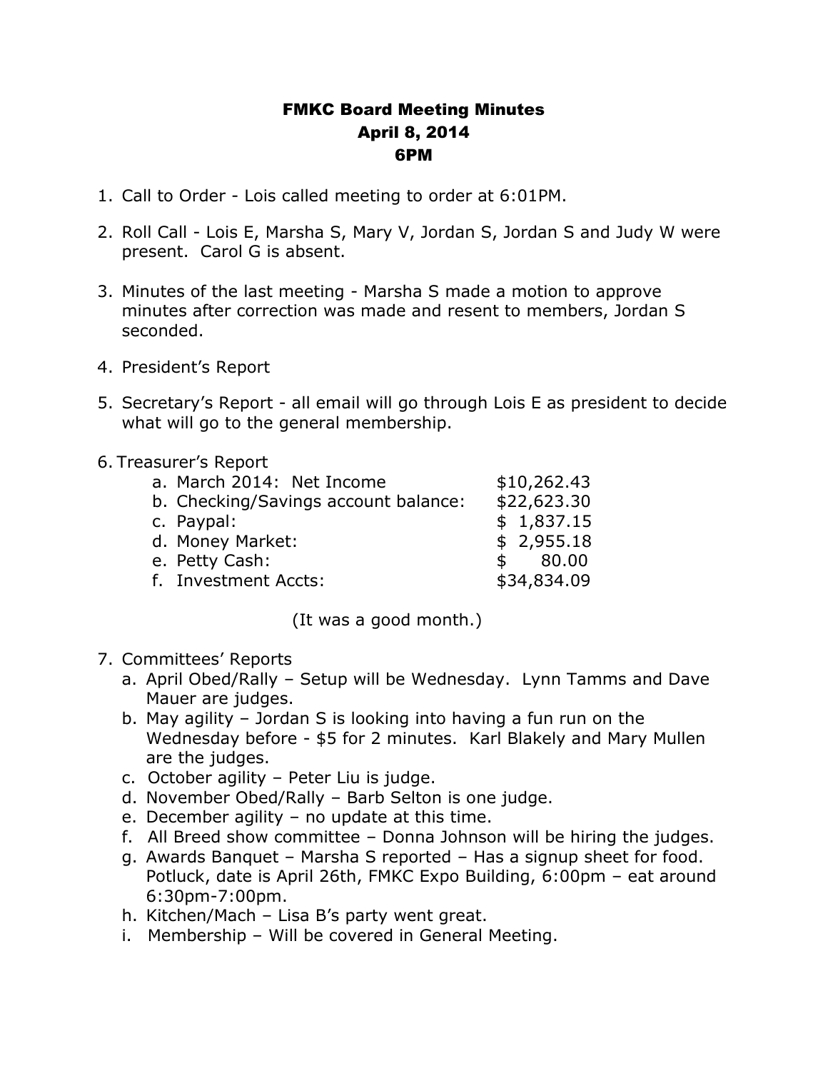# FMKC Board Meeting Minutes
## April 8, 2014
## 6PM

1. Call to Order - Lois called meeting to order at 6:01PM.

2. Roll Call - Lois E, Marsha S, Mary V, Jordan S, Jordan S and Judy W were present. Carol G is absent.

3. Minutes of the last meeting - Marsha S made a motion to approve minutes after correction was made and resent to members, Jordan S seconded.

4. President's Report

5. Secretary's Report - all email will go through Lois E as president to decide what will go to the general membership.

6. Treasurer's Report
   a. March 2014: Net Income $10,262.43
   b. Checking/Savings account balance: $22,623.30
   c. Paypal: $ 1,837.15
   d. Money Market: $ 2,955.18
   e. Petty Cash: $ 80.00
   f. Investment Accts: $34,834.09

   (It was a good month.)

7. Committees' Reports
   a. April Obed/Rally – Setup will be Wednesday. Lynn Tamms and Dave Mauer are judges.
   b. May agility – Jordan S is looking into having a fun run on the Wednesday before - $5 for 2 minutes. Karl Blakely and Mary Mullen are the judges.
   c. October agility – Peter Liu is judge.
   d. November Obed/Rally – Barb Selton is one judge.
   e. December agility – no update at this time.
   f. All Breed show committee – Donna Johnson will be hiring the judges.
   g. Awards Banquet – Marsha S reported – Has a signup sheet for food. Potluck, date is April 26th, FMKC Expo Building, 6:00pm – eat around 6:30pm-7:00pm.
   h. Kitchen/Mach – Lisa B's party went great.
   i. Membership – Will be covered in General Meeting.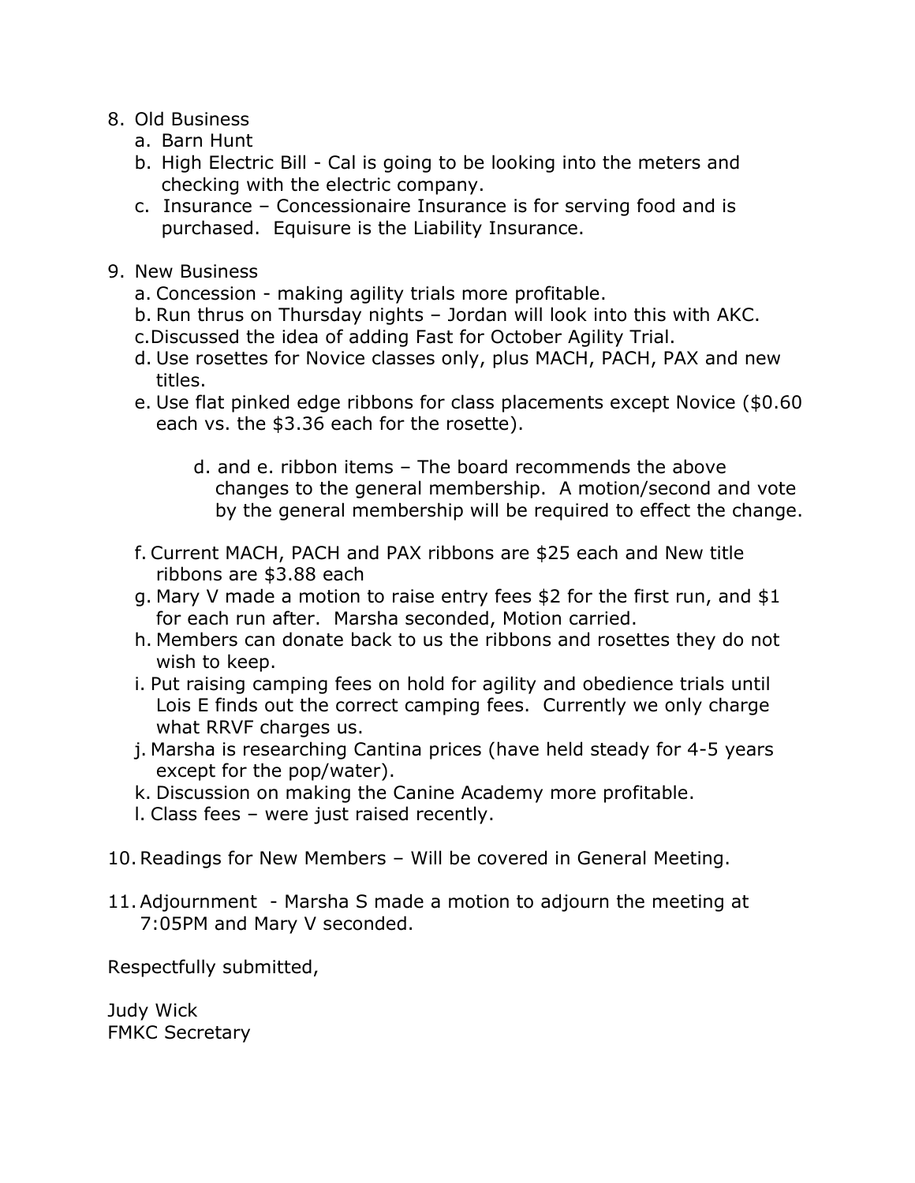8. Old Business
   a. Barn Hunt
   b. High Electric Bill - Cal is going to be looking into the meters and checking with the electric company.
   c. Insurance – Concessionaire Insurance is for serving food and is purchased. Equisure is the Liability Insurance.

9. New Business
   a. Concession - making agility trials more profitable.
   b. Run thrus on Thursday nights – Jordan will look into this with AKC.
   c. Discussed the idea of adding Fast for October Agility Trial.
   d. Use rosettes for Novice classes only, plus MACH, PACH, PAX and new titles.
   e. Use flat pinked edge ribbons for class placements except Novice ($0.60 each vs. the $3.36 each for the rosette).

      d. and e. ribbon items – The board recommends the above changes to the general membership. A motion/second and vote by the general membership will be required to effect the change.

   f. Current MACH, PACH and PAX ribbons are $25 each and New title ribbons are $3.88 each
   g. Mary V made a motion to raise entry fees $2 for the first run, and $1 for each run after. Marsha seconded, Motion carried.
   h. Members can donate back to us the ribbons and rosettes they do not wish to keep.
   i. Put raising camping fees on hold for agility and obedience trials until Lois E finds out the correct camping fees. Currently we only charge what RRVF charges us.
   j. Marsha is researching Cantina prices (have held steady for 4-5 years except for the pop/water).
   k. Discussion on making the Canine Academy more profitable.
   l. Class fees – were just raised recently.

10. Readings for New Members – Will be covered in General Meeting.

11. Adjournment - Marsha S made a motion to adjourn the meeting at 7:05PM and Mary V seconded.

Respectfully submitted,

Judy Wick
FMKC Secretary